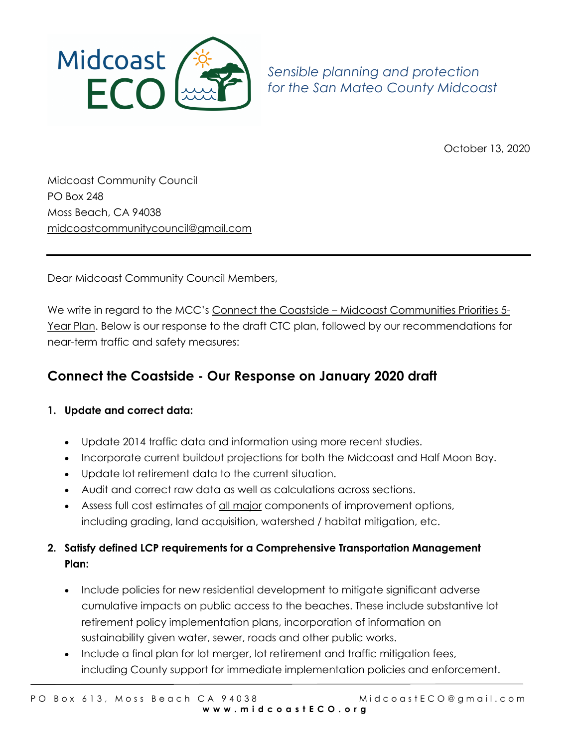Midcoast ECO

*Sensible planning and protection for the San Mateo County Midcoast*

October 13, 2020

Midcoast Community Council
PO Box 248
Moss Beach, CA 94038
midcoastcommunitycouncil@gmail.com

---

Dear Midcoast Community Council Members,

We write in regard to the MCC's Connect the Coastside – Midcoast Communities Priorities 5-Year Plan. Below is our response to the draft CTC plan, followed by our recommendations for near-term traffic and safety measures:

## Connect the Coastside - Our Response on January 2020 draft

1. **Update and correct data:**
   - Update 2014 traffic data and information using more recent studies.
   - Incorporate current buildout projections for both the Midcoast and Half Moon Bay.
   - Update lot retirement data to the current situation.
   - Audit and correct raw data as well as calculations across sections.
   - Assess full cost estimates of all major components of improvement options, including grading, land acquisition, watershed / habitat mitigation, etc.

2. **Satisfy defined LCP requirements for a Comprehensive Transportation Management Plan:**
   - Include policies for new residential development to mitigate significant adverse cumulative impacts on public access to the beaches. These include substantive lot retirement policy implementation plans, incorporation of information on sustainability given water, sewer, roads and other public works.
   - Include a final plan for lot merger, lot retirement and traffic mitigation fees, including County support for immediate implementation policies and enforcement.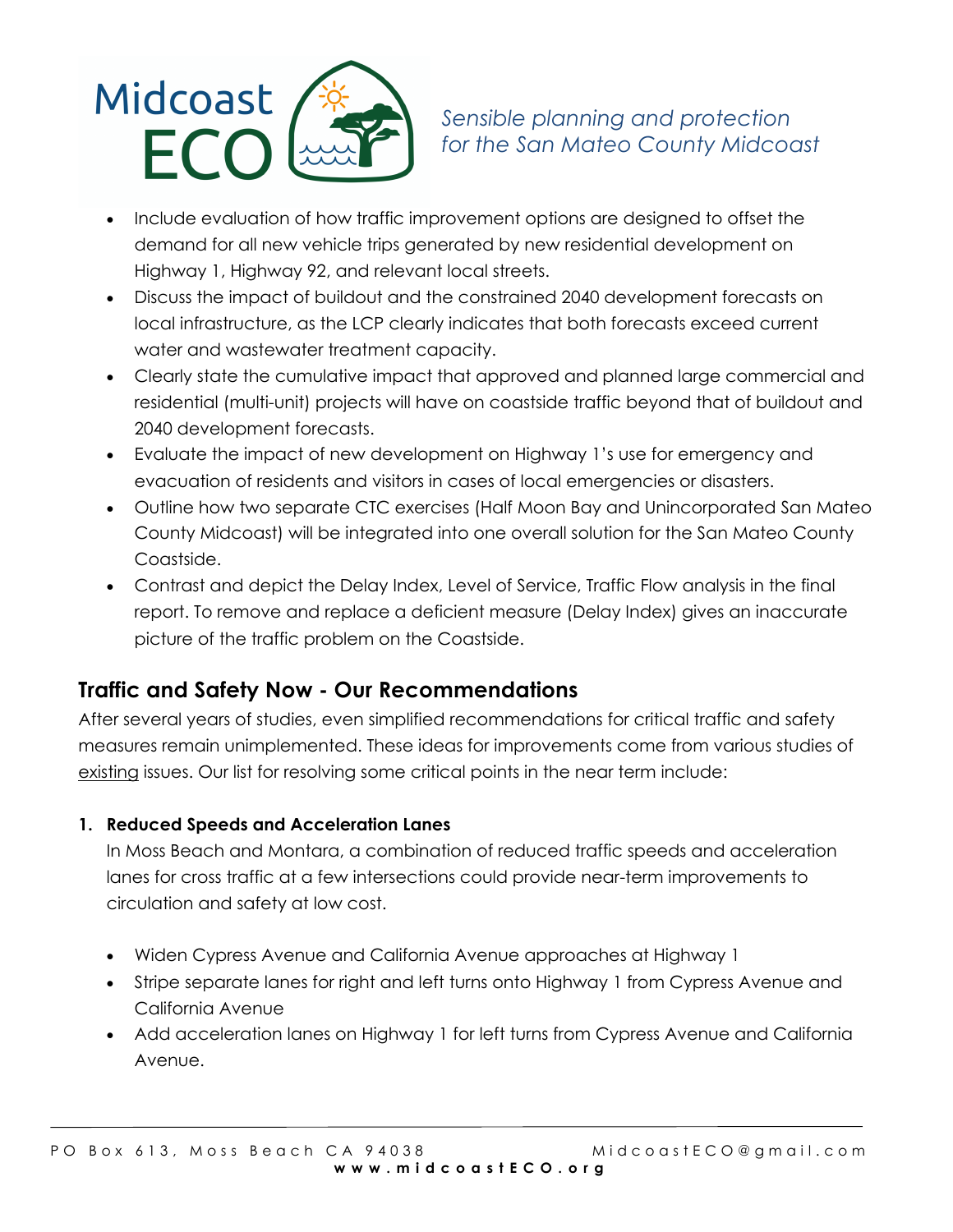- Include evaluation of how traffic improvement options are designed to offset the demand for all new vehicle trips generated by new residential development on Highway 1, Highway 92, and relevant local streets.
- Discuss the impact of buildout and the constrained 2040 development forecasts on local infrastructure, as the LCP clearly indicates that both forecasts exceed current water and wastewater treatment capacity.
- Clearly state the cumulative impact that approved and planned large commercial and residential (multi-unit) projects will have on coastside traffic beyond that of buildout and 2040 development forecasts.
- Evaluate the impact of new development on Highway 1's use for emergency and evacuation of residents and visitors in cases of local emergencies or disasters.
- Outline how two separate CTC exercises (Half Moon Bay and Unincorporated San Mateo County Midcoast) will be integrated into one overall solution for the San Mateo County Coastside.
- Contrast and depict the Delay Index, Level of Service, Traffic Flow analysis in the final report. To remove and replace a deficient measure (Delay Index) gives an inaccurate picture of the traffic problem on the Coastside.

## Traffic and Safety Now - Our Recommendations

After several years of studies, even simplified recommendations for critical traffic and safety measures remain unimplemented. These ideas for improvements come from various studies of existing issues. Our list for resolving some critical points in the near term include:

1. **Reduced Speeds and Acceleration Lanes**

   In Moss Beach and Montara, a combination of reduced traffic speeds and acceleration lanes for cross traffic at a few intersections could provide near-term improvements to circulation and safety at low cost.

   - Widen Cypress Avenue and California Avenue approaches at Highway 1
   - Stripe separate lanes for right and left turns onto Highway 1 from Cypress Avenue and California Avenue
   - Add acceleration lanes on Highway 1 for left turns from Cypress Avenue and California Avenue.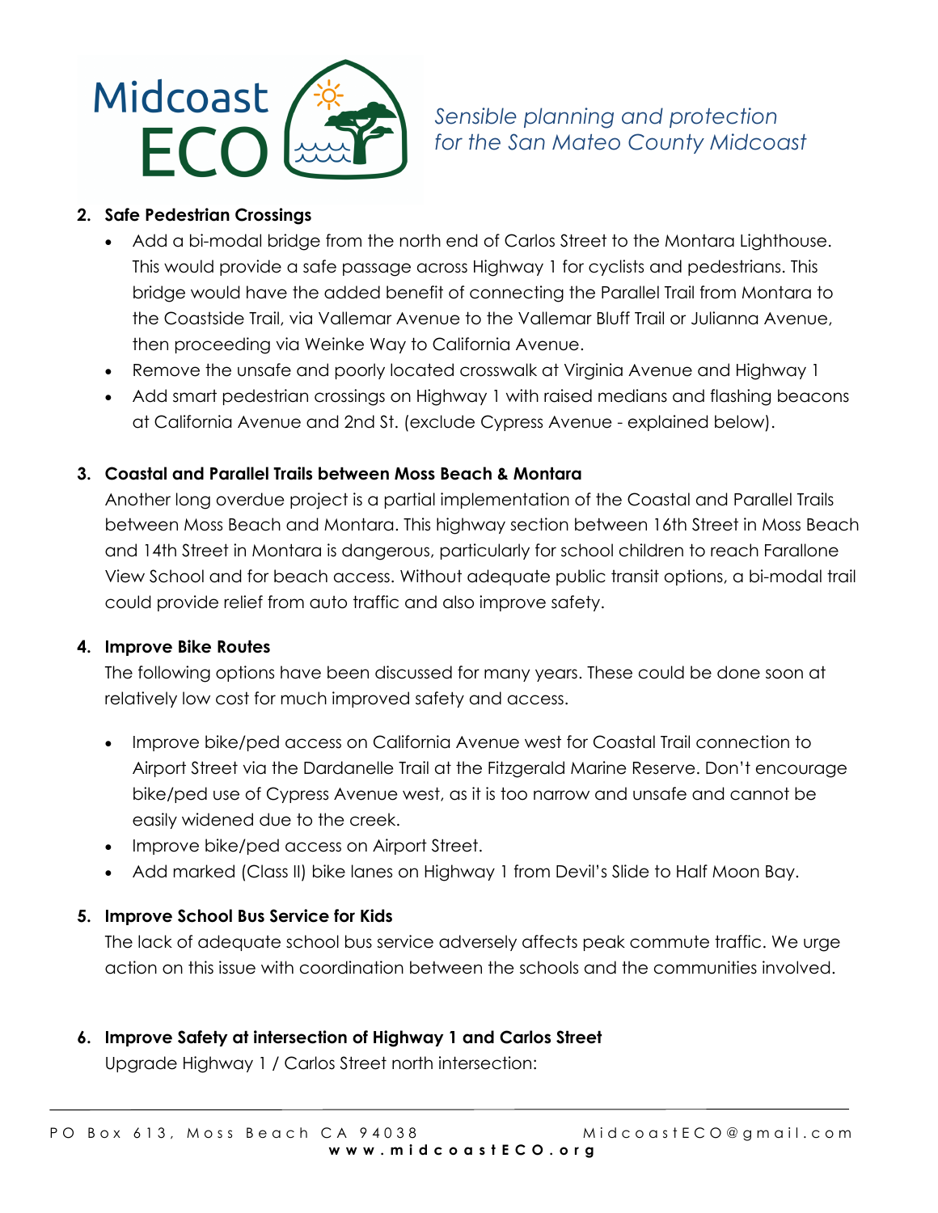2. **Safe Pedestrian Crossings**
   - Add a bi-modal bridge from the north end of Carlos Street to the Montara Lighthouse. This would provide a safe passage across Highway 1 for cyclists and pedestrians. This bridge would have the added benefit of connecting the Parallel Trail from Montara to the Coastside Trail, via Vallemar Avenue to the Vallemar Bluff Trail or Julianna Avenue, then proceeding via Weinke Way to California Avenue.
   - Remove the unsafe and poorly located crosswalk at Virginia Avenue and Highway 1
   - Add smart pedestrian crossings on Highway 1 with raised medians and flashing beacons at California Avenue and 2nd St. (exclude Cypress Avenue - explained below).

3. **Coastal and Parallel Trails between Moss Beach & Montara**

   Another long overdue project is a partial implementation of the Coastal and Parallel Trails between Moss Beach and Montara. This highway section between 16th Street in Moss Beach and 14th Street in Montara is dangerous, particularly for school children to reach Farallone View School and for beach access. Without adequate public transit options, a bi-modal trail could provide relief from auto traffic and also improve safety.

4. **Improve Bike Routes**

   The following options have been discussed for many years. These could be done soon at relatively low cost for much improved safety and access.

   - Improve bike/ped access on California Avenue west for Coastal Trail connection to Airport Street via the Dardanelle Trail at the Fitzgerald Marine Reserve. Don't encourage bike/ped use of Cypress Avenue west, as it is too narrow and unsafe and cannot be easily widened due to the creek.
   - Improve bike/ped access on Airport Street.
   - Add marked (Class II) bike lanes on Highway 1 from Devil's Slide to Half Moon Bay.

5. **Improve School Bus Service for Kids**

   The lack of adequate school bus service adversely affects peak commute traffic. We urge action on this issue with coordination between the schools and the communities involved.

6. **Improve Safety at intersection of Highway 1 and Carlos Street**

   Upgrade Highway 1 / Carlos Street north intersection: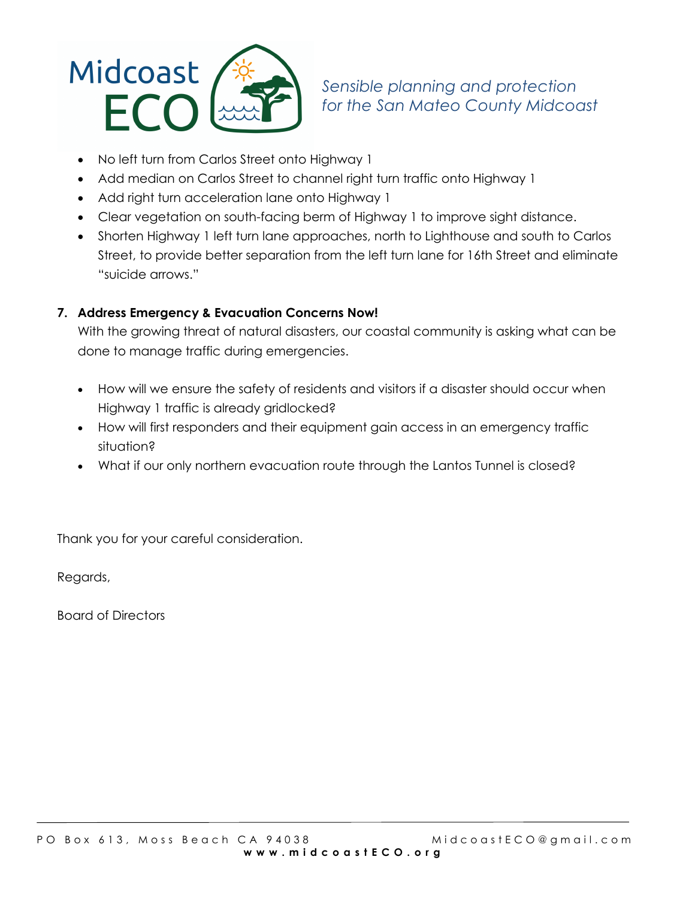- No left turn from Carlos Street onto Highway 1
- Add median on Carlos Street to channel right turn traffic onto Highway 1
- Add right turn acceleration lane onto Highway 1
- Clear vegetation on south-facing berm of Highway 1 to improve sight distance.
- Shorten Highway 1 left turn lane approaches, north to Lighthouse and south to Carlos Street, to provide better separation from the left turn lane for 16th Street and eliminate "suicide arrows."

7. **Address Emergency & Evacuation Concerns Now!**
   With the growing threat of natural disasters, our coastal community is asking what can be done to manage traffic during emergencies.

   - How will we ensure the safety of residents and visitors if a disaster should occur when Highway 1 traffic is already gridlocked?
   - How will first responders and their equipment gain access in an emergency traffic situation?
   - What if our only northern evacuation route through the Lantos Tunnel is closed?

Thank you for your careful consideration.

Regards,

Board of Directors